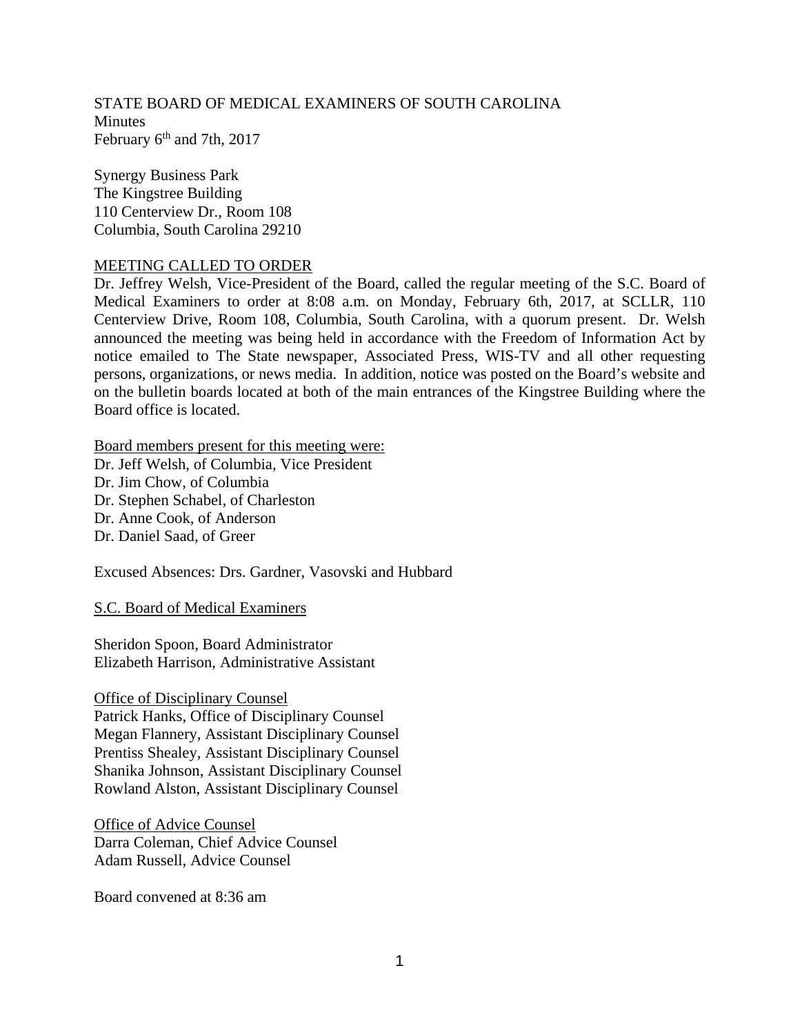STATE BOARD OF MEDICAL EXAMINERS OF SOUTH CAROLINA
Minutes
February 6th and 7th, 2017

Synergy Business Park
The Kingstree Building
110 Centerview Dr., Room 108
Columbia, South Carolina 29210

MEETING CALLED TO ORDER

Dr. Jeffrey Welsh, Vice-President of the Board, called the regular meeting of the S.C. Board of Medical Examiners to order at 8:08 a.m. on Monday, February 6th, 2017, at SCLLR, 110 Centerview Drive, Room 108, Columbia, South Carolina, with a quorum present. Dr. Welsh announced the meeting was being held in accordance with the Freedom of Information Act by notice emailed to The State newspaper, Associated Press, WIS-TV and all other requesting persons, organizations, or news media. In addition, notice was posted on the Board's website and on the bulletin boards located at both of the main entrances of the Kingstree Building where the Board office is located.

Board members present for this meeting were:
Dr. Jeff Welsh, of Columbia, Vice President
Dr. Jim Chow, of Columbia
Dr. Stephen Schabel, of Charleston
Dr. Anne Cook, of Anderson
Dr. Daniel Saad, of Greer

Excused Absences: Drs. Gardner, Vasovski and Hubbard

S.C. Board of Medical Examiners

Sheridon Spoon, Board Administrator
Elizabeth Harrison, Administrative Assistant

Office of Disciplinary Counsel
Patrick Hanks, Office of Disciplinary Counsel
Megan Flannery, Assistant Disciplinary Counsel
Prentiss Shealey, Assistant Disciplinary Counsel
Shanika Johnson, Assistant Disciplinary Counsel
Rowland Alston, Assistant Disciplinary Counsel

Office of Advice Counsel
Darra Coleman, Chief Advice Counsel
Adam Russell, Advice Counsel

Board convened at 8:36 am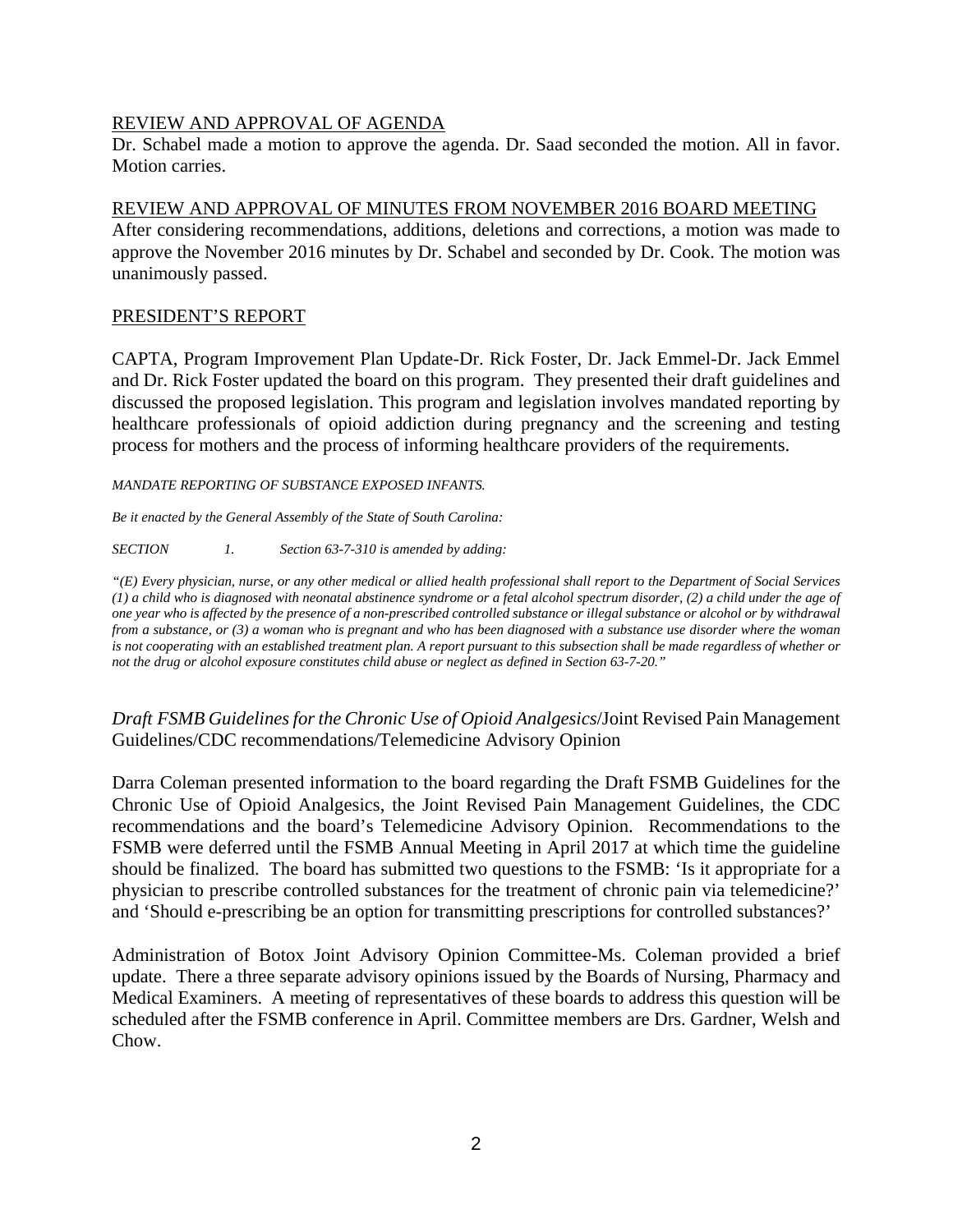REVIEW AND APPROVAL OF AGENDA

Dr. Schabel made a motion to approve the agenda. Dr. Saad seconded the motion. All in favor. Motion carries.

REVIEW AND APPROVAL OF MINUTES FROM NOVEMBER 2016 BOARD MEETING

After considering recommendations, additions, deletions and corrections, a motion was made to approve the November 2016 minutes by Dr. Schabel and seconded by Dr. Cook. The motion was unanimously passed.

PRESIDENT'S REPORT

CAPTA, Program Improvement Plan Update-Dr. Rick Foster, Dr. Jack Emmel-Dr. Jack Emmel and Dr. Rick Foster updated the board on this program. They presented their draft guidelines and discussed the proposed legislation. This program and legislation involves mandated reporting by healthcare professionals of opioid addiction during pregnancy and the screening and testing process for mothers and the process of informing healthcare providers of the requirements.

*MANDATE REPORTING OF SUBSTANCE EXPOSED INFANTS.*

*Be it enacted by the General Assembly of the State of South Carolina:*

*SECTION 1. Section 63-7-310 is amended by adding:*

*"(E) Every physician, nurse, or any other medical or allied health professional shall report to the Department of Social Services (1) a child who is diagnosed with neonatal abstinence syndrome or a fetal alcohol spectrum disorder, (2) a child under the age of one year who is affected by the presence of a non-prescribed controlled substance or illegal substance or alcohol or by withdrawal from a substance, or (3) a woman who is pregnant and who has been diagnosed with a substance use disorder where the woman is not cooperating with an established treatment plan. A report pursuant to this subsection shall be made regardless of whether or not the drug or alcohol exposure constitutes child abuse or neglect as defined in Section 63-7-20."*

*Draft FSMB Guidelines for the Chronic Use of Opioid Analgesics*/Joint Revised Pain Management Guidelines/CDC recommendations/Telemedicine Advisory Opinion

Darra Coleman presented information to the board regarding the Draft FSMB Guidelines for the Chronic Use of Opioid Analgesics, the Joint Revised Pain Management Guidelines, the CDC recommendations and the board's Telemedicine Advisory Opinion. Recommendations to the FSMB were deferred until the FSMB Annual Meeting in April 2017 at which time the guideline should be finalized. The board has submitted two questions to the FSMB: 'Is it appropriate for a physician to prescribe controlled substances for the treatment of chronic pain via telemedicine?' and 'Should e-prescribing be an option for transmitting prescriptions for controlled substances?'

Administration of Botox Joint Advisory Opinion Committee-Ms. Coleman provided a brief update. There a three separate advisory opinions issued by the Boards of Nursing, Pharmacy and Medical Examiners. A meeting of representatives of these boards to address this question will be scheduled after the FSMB conference in April. Committee members are Drs. Gardner, Welsh and Chow.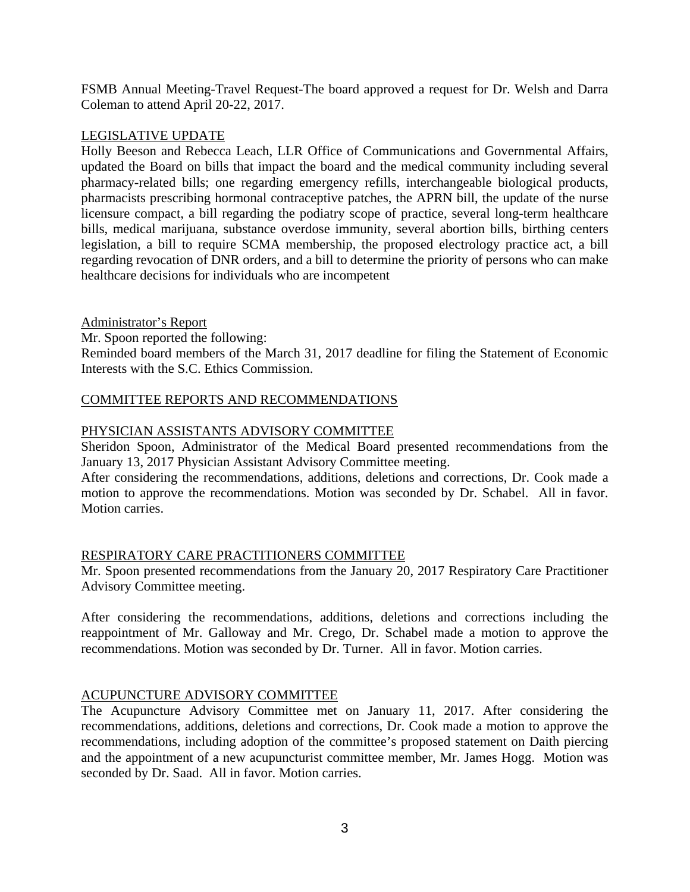FSMB Annual Meeting-Travel Request-The board approved a request for Dr. Welsh and Darra Coleman to attend April 20-22, 2017.

## LEGISLATIVE UPDATE

Holly Beeson and Rebecca Leach, LLR Office of Communications and Governmental Affairs, updated the Board on bills that impact the board and the medical community including several pharmacy-related bills; one regarding emergency refills, interchangeable biological products, pharmacists prescribing hormonal contraceptive patches, the APRN bill, the update of the nurse licensure compact, a bill regarding the podiatry scope of practice, several long-term healthcare bills, medical marijuana, substance overdose immunity, several abortion bills, birthing centers legislation, a bill to require SCMA membership, the proposed electrology practice act, a bill regarding revocation of DNR orders, and a bill to determine the priority of persons who can make healthcare decisions for individuals who are incompetent

## Administrator's Report

Mr. Spoon reported the following:

Reminded board members of the March 31, 2017 deadline for filing the Statement of Economic Interests with the S.C. Ethics Commission.

## COMMITTEE REPORTS AND RECOMMENDATIONS

### PHYSICIAN ASSISTANTS ADVISORY COMMITTEE

Sheridon Spoon, Administrator of the Medical Board presented recommendations from the January 13, 2017 Physician Assistant Advisory Committee meeting.

After considering the recommendations, additions, deletions and corrections, Dr. Cook made a motion to approve the recommendations. Motion was seconded by Dr. Schabel. All in favor. Motion carries.

### RESPIRATORY CARE PRACTITIONERS COMMITTEE

Mr. Spoon presented recommendations from the January 20, 2017 Respiratory Care Practitioner Advisory Committee meeting.

After considering the recommendations, additions, deletions and corrections including the reappointment of Mr. Galloway and Mr. Crego, Dr. Schabel made a motion to approve the recommendations. Motion was seconded by Dr. Turner. All in favor. Motion carries.

### ACUPUNCTURE ADVISORY COMMITTEE

The Acupuncture Advisory Committee met on January 11, 2017. After considering the recommendations, additions, deletions and corrections, Dr. Cook made a motion to approve the recommendations, including adoption of the committee's proposed statement on Daith piercing and the appointment of a new acupuncturist committee member, Mr. James Hogg. Motion was seconded by Dr. Saad. All in favor. Motion carries.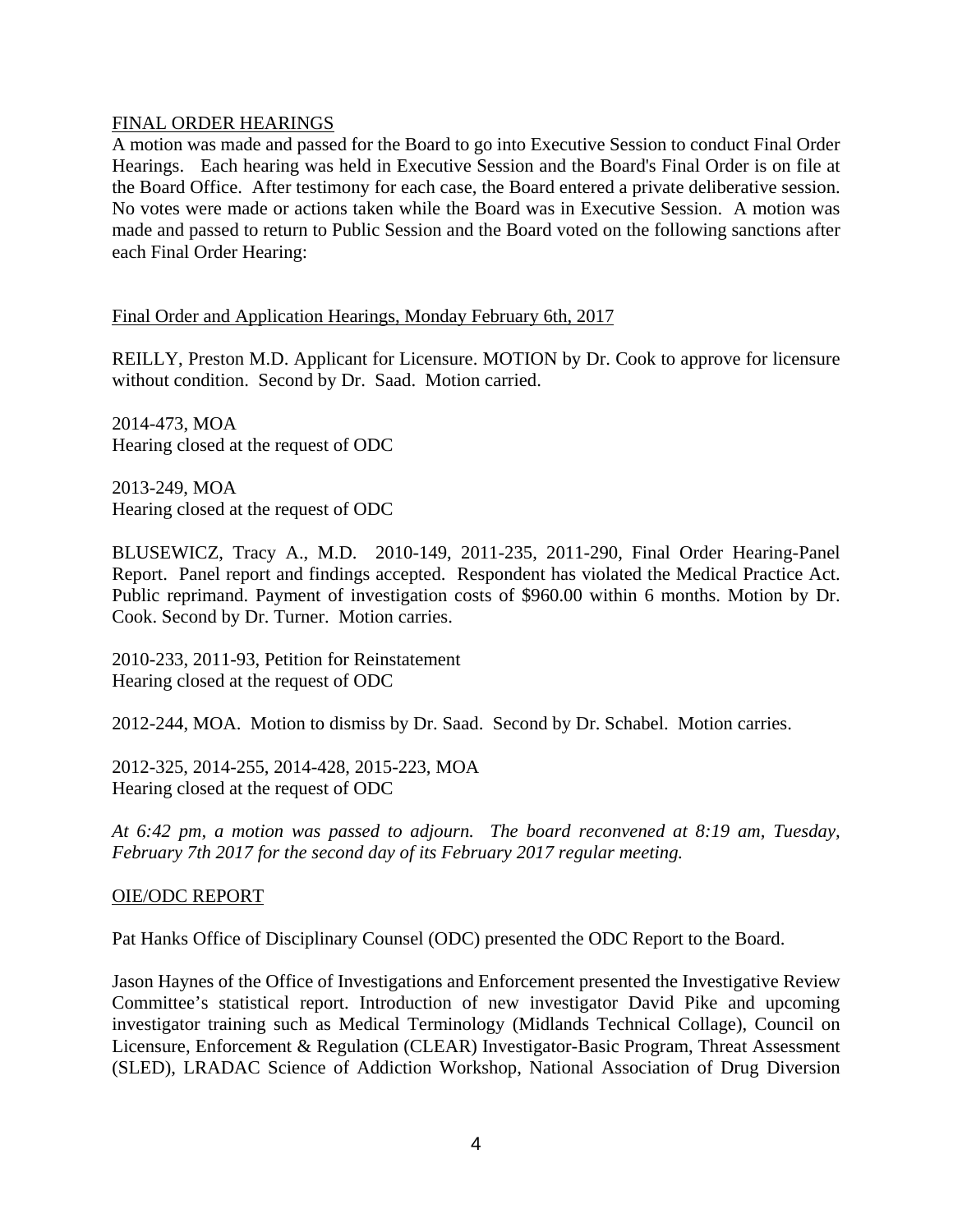## FINAL ORDER HEARINGS

A motion was made and passed for the Board to go into Executive Session to conduct Final Order Hearings. Each hearing was held in Executive Session and the Board's Final Order is on file at the Board Office. After testimony for each case, the Board entered a private deliberative session. No votes were made or actions taken while the Board was in Executive Session. A motion was made and passed to return to Public Session and the Board voted on the following sanctions after each Final Order Hearing:

### Final Order and Application Hearings, Monday February 6th, 2017

REILLY, Preston M.D. Applicant for Licensure. MOTION by Dr. Cook to approve for licensure without condition. Second by Dr. Saad. Motion carried.

2014-473, MOA
Hearing closed at the request of ODC

2013-249, MOA
Hearing closed at the request of ODC

BLUSEWICZ, Tracy A., M.D. 2010-149, 2011-235, 2011-290, Final Order Hearing-Panel Report. Panel report and findings accepted. Respondent has violated the Medical Practice Act. Public reprimand. Payment of investigation costs of $960.00 within 6 months. Motion by Dr. Cook. Second by Dr. Turner. Motion carries.

2010-233, 2011-93, Petition for Reinstatement
Hearing closed at the request of ODC

2012-244, MOA. Motion to dismiss by Dr. Saad. Second by Dr. Schabel. Motion carries.

2012-325, 2014-255, 2014-428, 2015-223, MOA
Hearing closed at the request of ODC

*At 6:42 pm, a motion was passed to adjourn. The board reconvened at 8:19 am, Tuesday, February 7th 2017 for the second day of its February 2017 regular meeting.*

## OIE/ODC REPORT

Pat Hanks Office of Disciplinary Counsel (ODC) presented the ODC Report to the Board.

Jason Haynes of the Office of Investigations and Enforcement presented the Investigative Review Committee's statistical report. Introduction of new investigator David Pike and upcoming investigator training such as Medical Terminology (Midlands Technical Collage), Council on Licensure, Enforcement & Regulation (CLEAR) Investigator-Basic Program, Threat Assessment (SLED), LRADAC Science of Addiction Workshop, National Association of Drug Diversion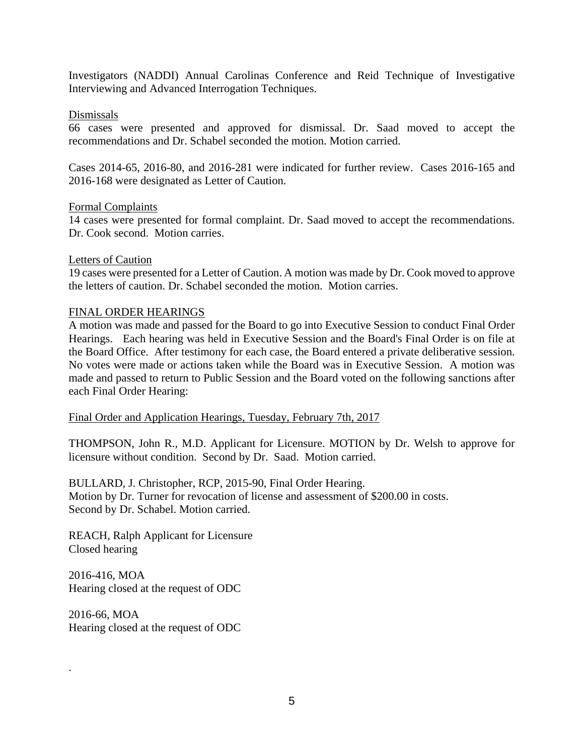Investigators (NADDI) Annual Carolinas Conference and Reid Technique of Investigative Interviewing and Advanced Interrogation Techniques.

Dismissals

66 cases were presented and approved for dismissal. Dr. Saad moved to accept the recommendations and Dr. Schabel seconded the motion. Motion carried.

Cases 2014-65, 2016-80, and 2016-281 were indicated for further review. Cases 2016-165 and 2016-168 were designated as Letter of Caution.

Formal Complaints

14 cases were presented for formal complaint. Dr. Saad moved to accept the recommendations. Dr. Cook second. Motion carries.

Letters of Caution

19 cases were presented for a Letter of Caution. A motion was made by Dr. Cook moved to approve the letters of caution. Dr. Schabel seconded the motion. Motion carries.

FINAL ORDER HEARINGS

A motion was made and passed for the Board to go into Executive Session to conduct Final Order Hearings. Each hearing was held in Executive Session and the Board's Final Order is on file at the Board Office. After testimony for each case, the Board entered a private deliberative session. No votes were made or actions taken while the Board was in Executive Session. A motion was made and passed to return to Public Session and the Board voted on the following sanctions after each Final Order Hearing:

Final Order and Application Hearings, Tuesday, February 7th, 2017

THOMPSON, John R., M.D. Applicant for Licensure. MOTION by Dr. Welsh to approve for licensure without condition. Second by Dr. Saad. Motion carried.

BULLARD, J. Christopher, RCP, 2015-90, Final Order Hearing.
Motion by Dr. Turner for revocation of license and assessment of $200.00 in costs.
Second by Dr. Schabel. Motion carried.

REACH, Ralph Applicant for Licensure
Closed hearing

2016-416, MOA
Hearing closed at the request of ODC

2016-66, MOA
Hearing closed at the request of ODC

.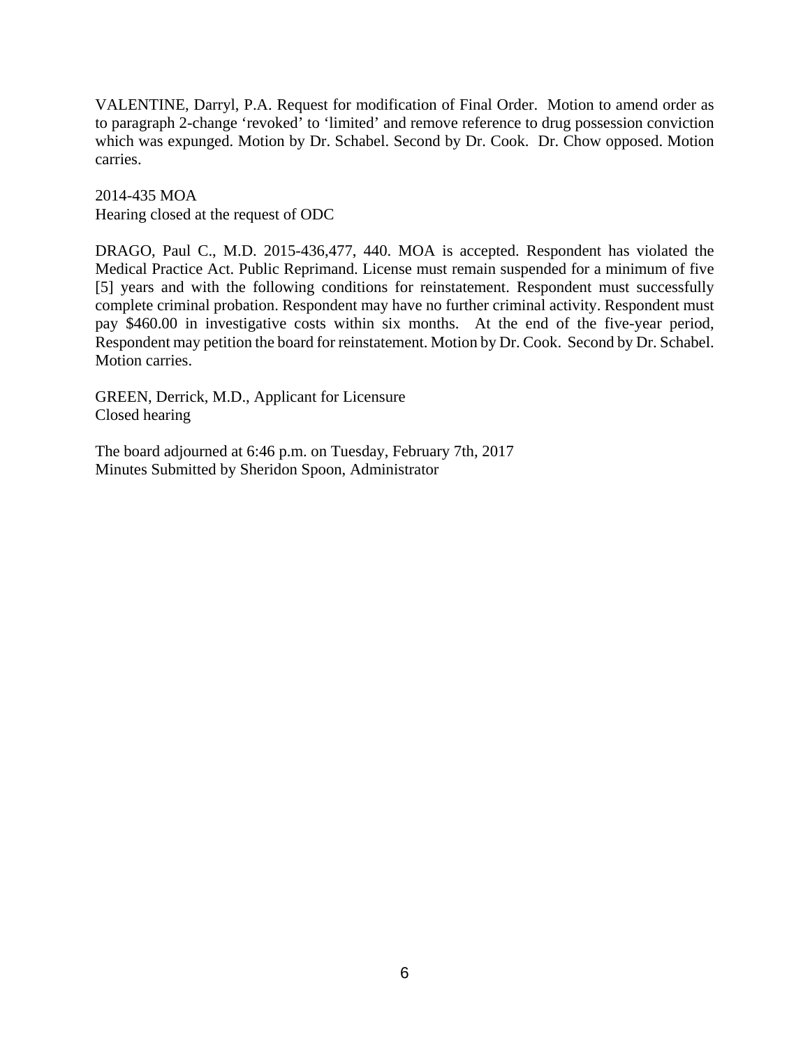VALENTINE, Darryl, P.A. Request for modification of Final Order. Motion to amend order as to paragraph 2-change 'revoked' to 'limited' and remove reference to drug possession conviction which was expunged. Motion by Dr. Schabel. Second by Dr. Cook. Dr. Chow opposed. Motion carries.

2014-435 MOA
Hearing closed at the request of ODC

DRAGO, Paul C., M.D. 2015-436,477, 440. MOA is accepted. Respondent has violated the Medical Practice Act. Public Reprimand. License must remain suspended for a minimum of five [5] years and with the following conditions for reinstatement. Respondent must successfully complete criminal probation. Respondent may have no further criminal activity. Respondent must pay $460.00 in investigative costs within six months. At the end of the five-year period, Respondent may petition the board for reinstatement. Motion by Dr. Cook. Second by Dr. Schabel. Motion carries.

GREEN, Derrick, M.D., Applicant for Licensure
Closed hearing

The board adjourned at 6:46 p.m. on Tuesday, February 7th, 2017
Minutes Submitted by Sheridon Spoon, Administrator